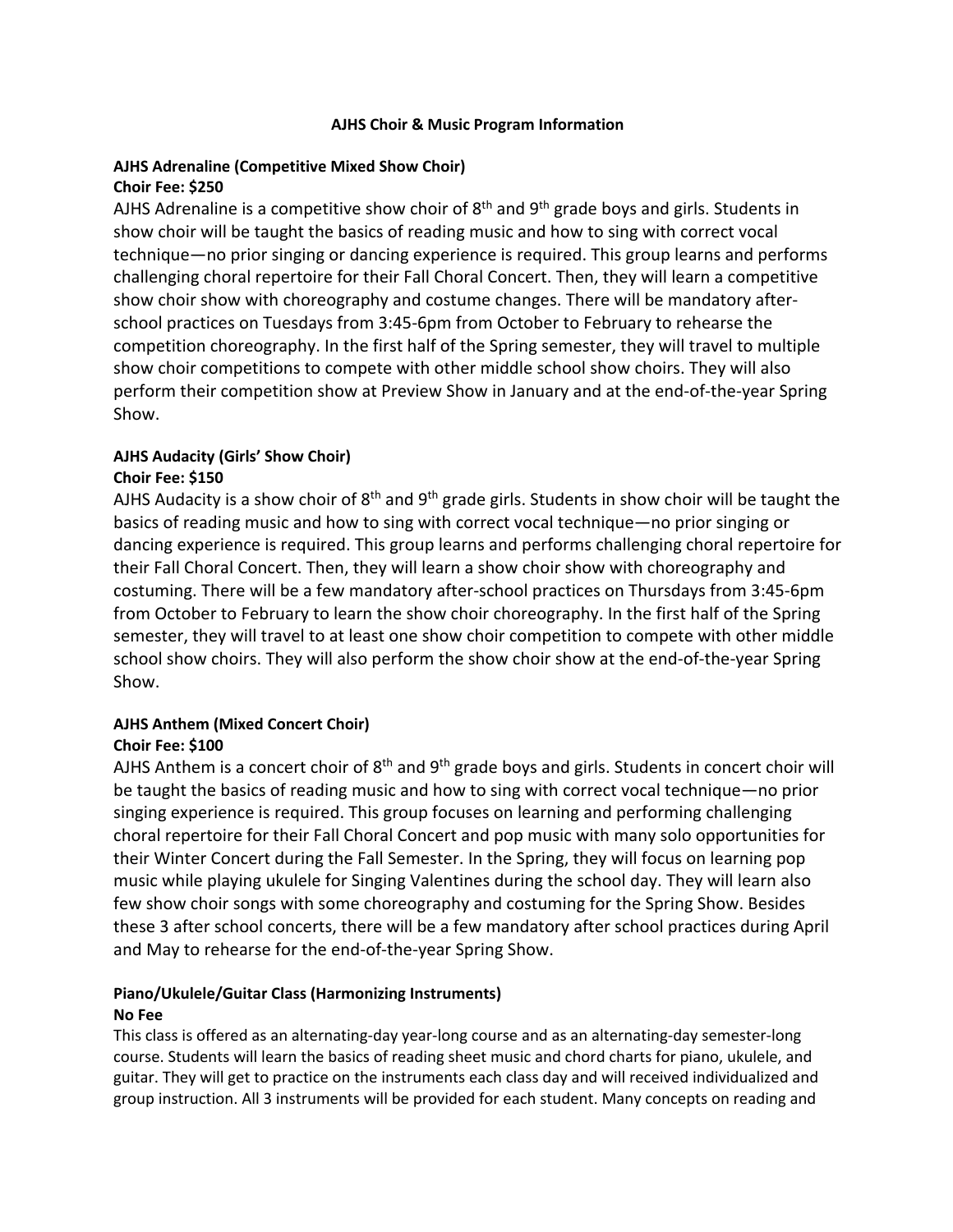# AJHS Choir & Music Program Information

## AJHS Adrenaline (Competitive Mixed Show Choir)

**Choir Fee: $250**

AJHS Adrenaline is a competitive show choir of 8th and 9th grade boys and girls. Students in show choir will be taught the basics of reading music and how to sing with correct vocal technique—no prior singing or dancing experience is required. This group learns and performs challenging choral repertoire for their Fall Choral Concert. Then, they will learn a competitive show choir show with choreography and costume changes. There will be mandatory after-school practices on Tuesdays from 3:45-6pm from October to February to rehearse the competition choreography. In the first half of the Spring semester, they will travel to multiple show choir competitions to compete with other middle school show choirs. They will also perform their competition show at Preview Show in January and at the end-of-the-year Spring Show.

## AJHS Audacity (Girls' Show Choir)

**Choir Fee: $150**

AJHS Audacity is a show choir of 8th and 9th grade girls. Students in show choir will be taught the basics of reading music and how to sing with correct vocal technique—no prior singing or dancing experience is required. This group learns and performs challenging choral repertoire for their Fall Choral Concert. Then, they will learn a show choir show with choreography and costuming. There will be a few mandatory after-school practices on Thursdays from 3:45-6pm from October to February to learn the show choir choreography. In the first half of the Spring semester, they will travel to at least one show choir competition to compete with other middle school show choirs. They will also perform the show choir show at the end-of-the-year Spring Show.

## AJHS Anthem (Mixed Concert Choir)

**Choir Fee: $100**

AJHS Anthem is a concert choir of 8th and 9th grade boys and girls. Students in concert choir will be taught the basics of reading music and how to sing with correct vocal technique—no prior singing experience is required. This group focuses on learning and performing challenging choral repertoire for their Fall Choral Concert and pop music with many solo opportunities for their Winter Concert during the Fall Semester. In the Spring, they will focus on learning pop music while playing ukulele for Singing Valentines during the school day. They will learn also few show choir songs with some choreography and costuming for the Spring Show. Besides these 3 after school concerts, there will be a few mandatory after school practices during April and May to rehearse for the end-of-the-year Spring Show.

## Piano/Ukulele/Guitar Class (Harmonizing Instruments)

**No Fee**

This class is offered as an alternating-day year-long course and as an alternating-day semester-long course. Students will learn the basics of reading sheet music and chord charts for piano, ukulele, and guitar. They will get to practice on the instruments each class day and will received individualized and group instruction. All 3 instruments will be provided for each student. Many concepts on reading and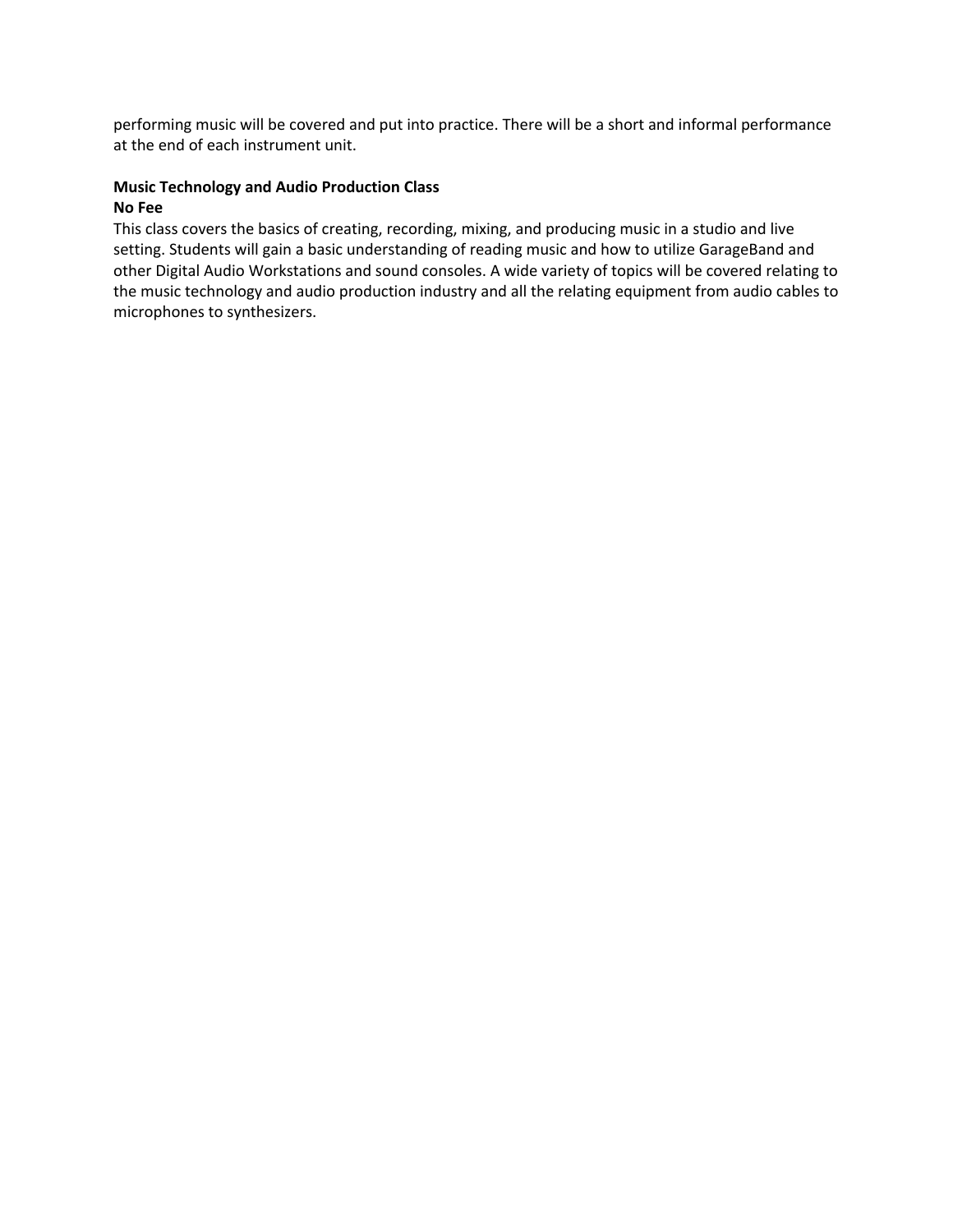performing music will be covered and put into practice. There will be a short and informal performance at the end of each instrument unit.

**Music Technology and Audio Production Class**
**No Fee**
This class covers the basics of creating, recording, mixing, and producing music in a studio and live setting. Students will gain a basic understanding of reading music and how to utilize GarageBand and other Digital Audio Workstations and sound consoles. A wide variety of topics will be covered relating to the music technology and audio production industry and all the relating equipment from audio cables to microphones to synthesizers.